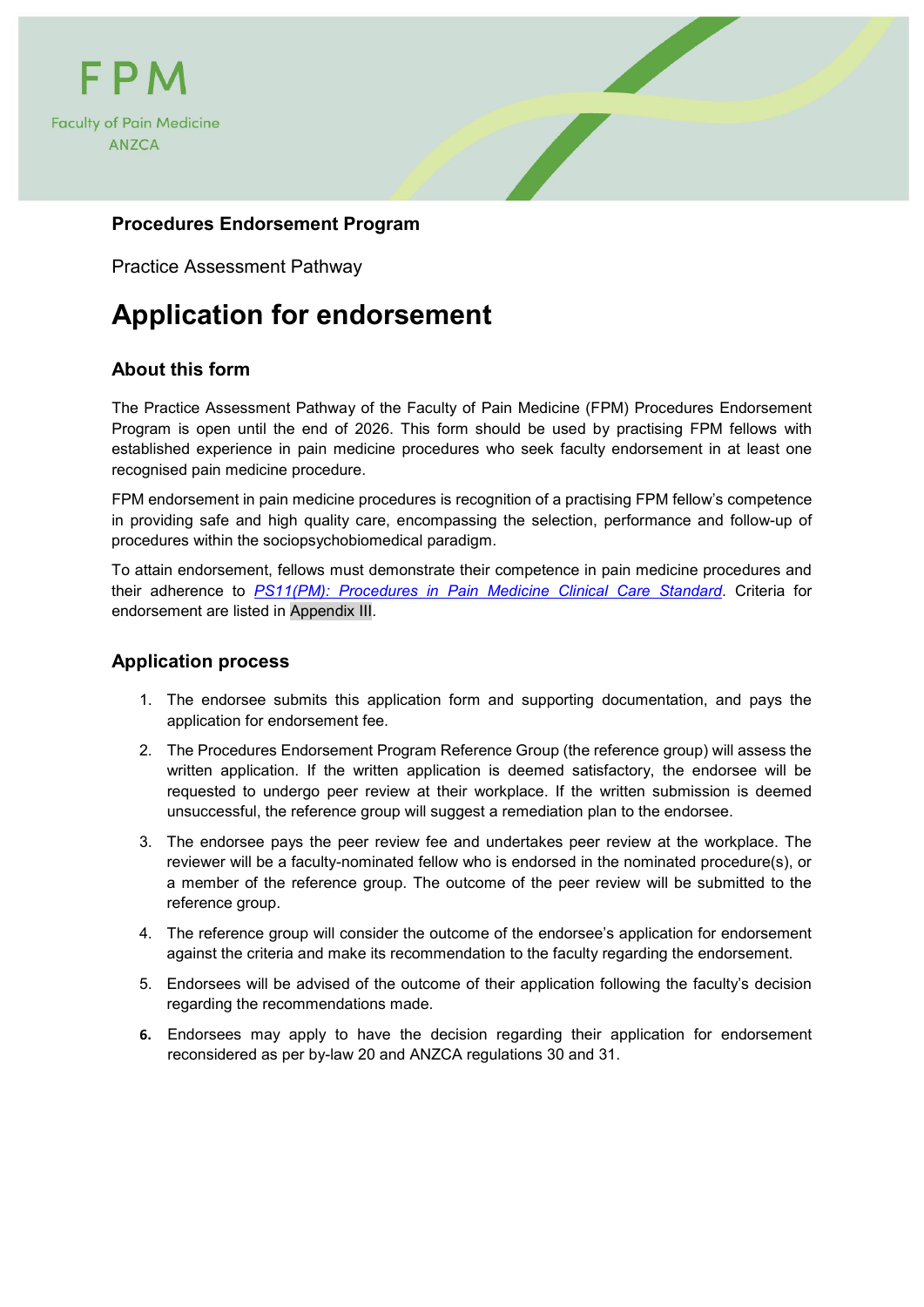FPM

Faculty of Pain Medicine
ANZCA

**Procedures Endorsement Program**

Practice Assessment Pathway

# Application for endorsement

## About this form

The Practice Assessment Pathway of the Faculty of Pain Medicine (FPM) Procedures Endorsement Program is open until the end of 2026. This form should be used by practising FPM fellows with established experience in pain medicine procedures who seek faculty endorsement in at least one recognised pain medicine procedure.

FPM endorsement in pain medicine procedures is recognition of a practising FPM fellow's competence in providing safe and high quality care, encompassing the selection, performance and follow-up of procedures within the sociopsychobiomedical paradigm.

To attain endorsement, fellows must demonstrate their competence in pain medicine procedures and their adherence to *PS11(PM): Procedures in Pain Medicine Clinical Care Standard*. Criteria for endorsement are listed in Appendix III.

## Application process

1. The endorsee submits this application form and supporting documentation, and pays the application for endorsement fee.
2. The Procedures Endorsement Program Reference Group (the reference group) will assess the written application. If the written application is deemed satisfactory, the endorsee will be requested to undergo peer review at their workplace. If the written submission is deemed unsuccessful, the reference group will suggest a remediation plan to the endorsee.
3. The endorsee pays the peer review fee and undertakes peer review at the workplace. The reviewer will be a faculty-nominated fellow who is endorsed in the nominated procedure(s), or a member of the reference group. The outcome of the peer review will be submitted to the reference group.
4. The reference group will consider the outcome of the endorsee's application for endorsement against the criteria and make its recommendation to the faculty regarding the endorsement.
5. Endorsees will be advised of the outcome of their application following the faculty's decision regarding the recommendations made.
6. Endorsees may apply to have the decision regarding their application for endorsement reconsidered as per by-law 20 and ANZCA regulations 30 and 31.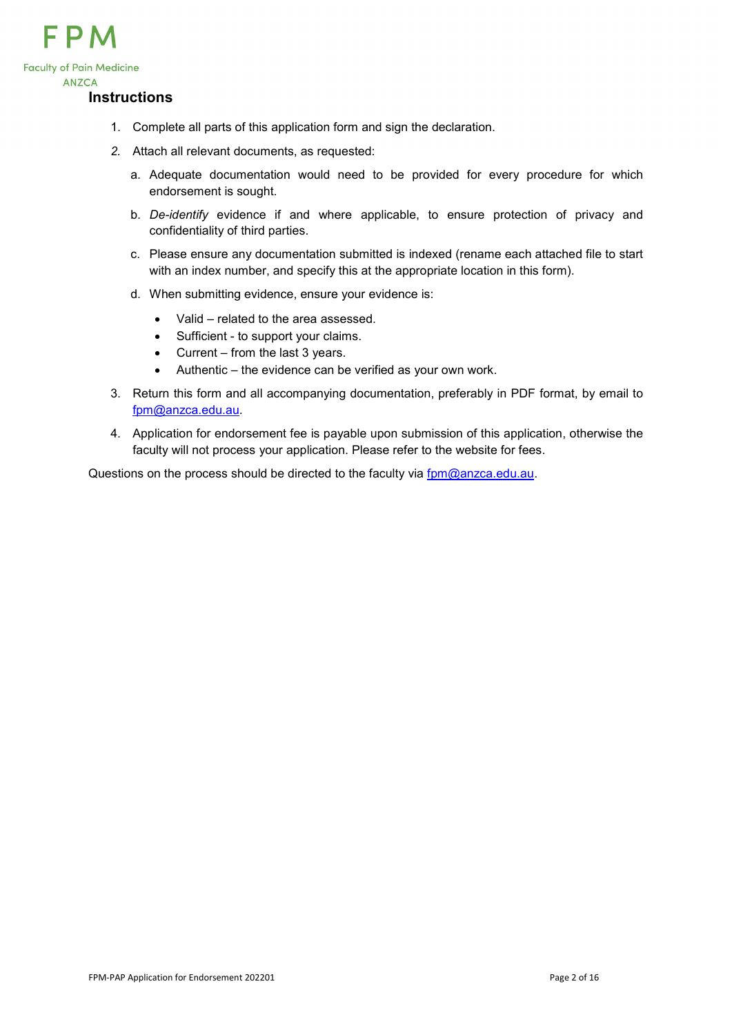## Instructions

1. Complete all parts of this application form and sign the declaration.
2. Attach all relevant documents, as requested:
   a. Adequate documentation would need to be provided for every procedure for which endorsement is sought.
   b. *De-identify* evidence if and where applicable, to ensure protection of privacy and confidentiality of third parties.
   c. Please ensure any documentation submitted is indexed (rename each attached file to start with an index number, and specify this at the appropriate location in this form).
   d. When submitting evidence, ensure your evidence is:
      - Valid – related to the area assessed.
      - Sufficient - to support your claims.
      - Current – from the last 3 years.
      - Authentic – the evidence can be verified as your own work.
3. Return this form and all accompanying documentation, preferably in PDF format, by email to fpm@anzca.edu.au.
4. Application for endorsement fee is payable upon submission of this application, otherwise the faculty will not process your application. Please refer to the website for fees.

Questions on the process should be directed to the faculty via fpm@anzca.edu.au.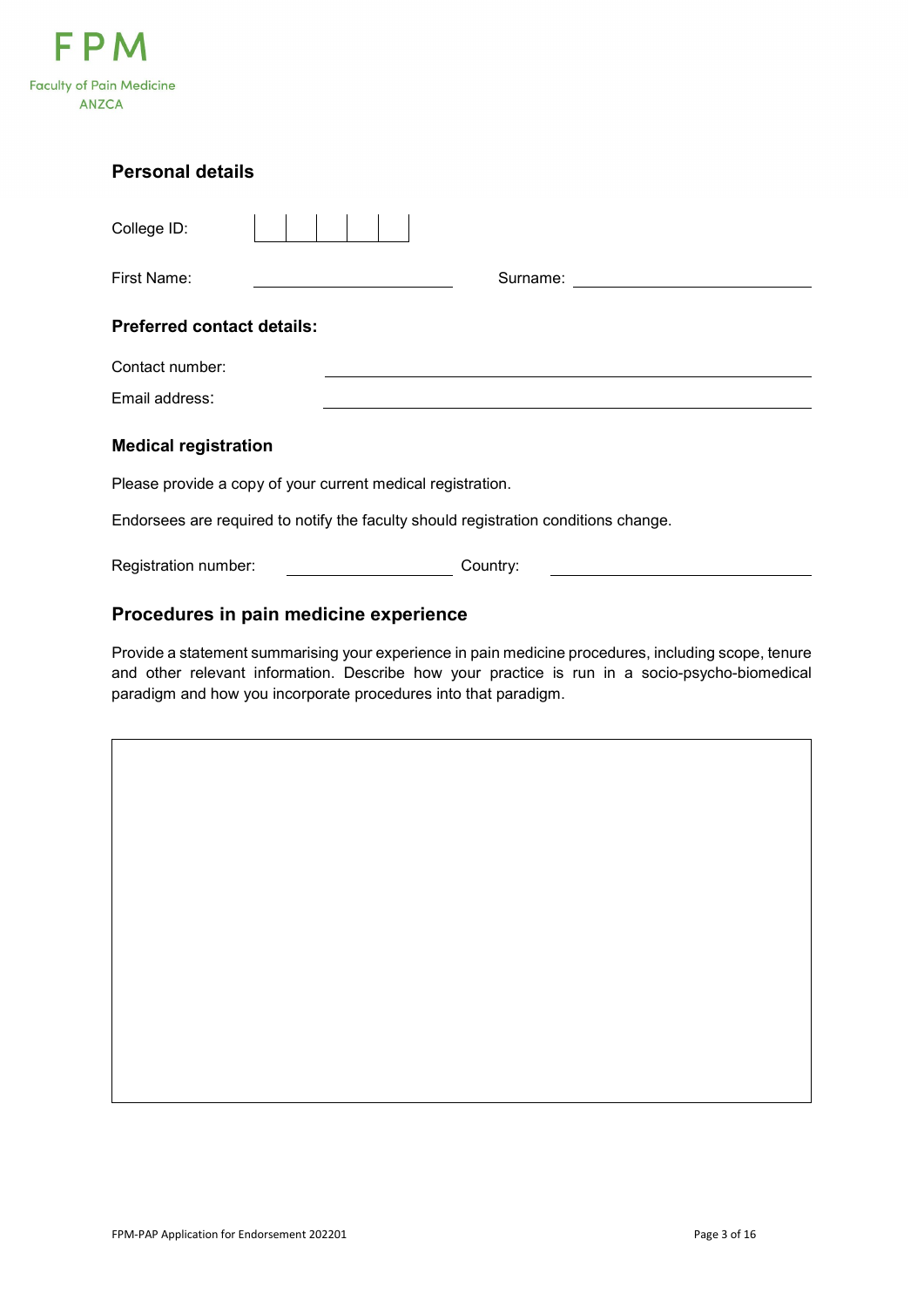## Personal details

College ID: | | | | | |

First Name: \_\_\_\_\_\_\_\_\_\_\_\_\_\_\_\_\_\_\_\_ Surname: \_\_\_\_\_\_\_\_\_\_\_\_\_\_\_\_\_\_\_\_

### Preferred contact details:

Contact number: \_\_\_\_\_\_\_\_\_\_\_\_\_\_\_\_\_\_\_\_\_\_\_\_\_\_\_\_\_\_\_\_\_\_\_\_\_\_\_\_

Email address: \_\_\_\_\_\_\_\_\_\_\_\_\_\_\_\_\_\_\_\_\_\_\_\_\_\_\_\_\_\_\_\_\_\_\_\_\_\_\_\_

## Medical registration

Please provide a copy of your current medical registration.

Endorsees are required to notify the faculty should registration conditions change.

Registration number: \_\_\_\_\_\_\_\_\_\_\_\_\_\_\_\_\_\_\_\_ Country: \_\_\_\_\_\_\_\_\_\_\_\_\_\_\_\_\_\_\_\_

## Procedures in pain medicine experience

Provide a statement summarising your experience in pain medicine procedures, including scope, tenure and other relevant information. Describe how your practice is run in a socio-psycho-biomedical paradigm and how you incorporate procedures into that paradigm.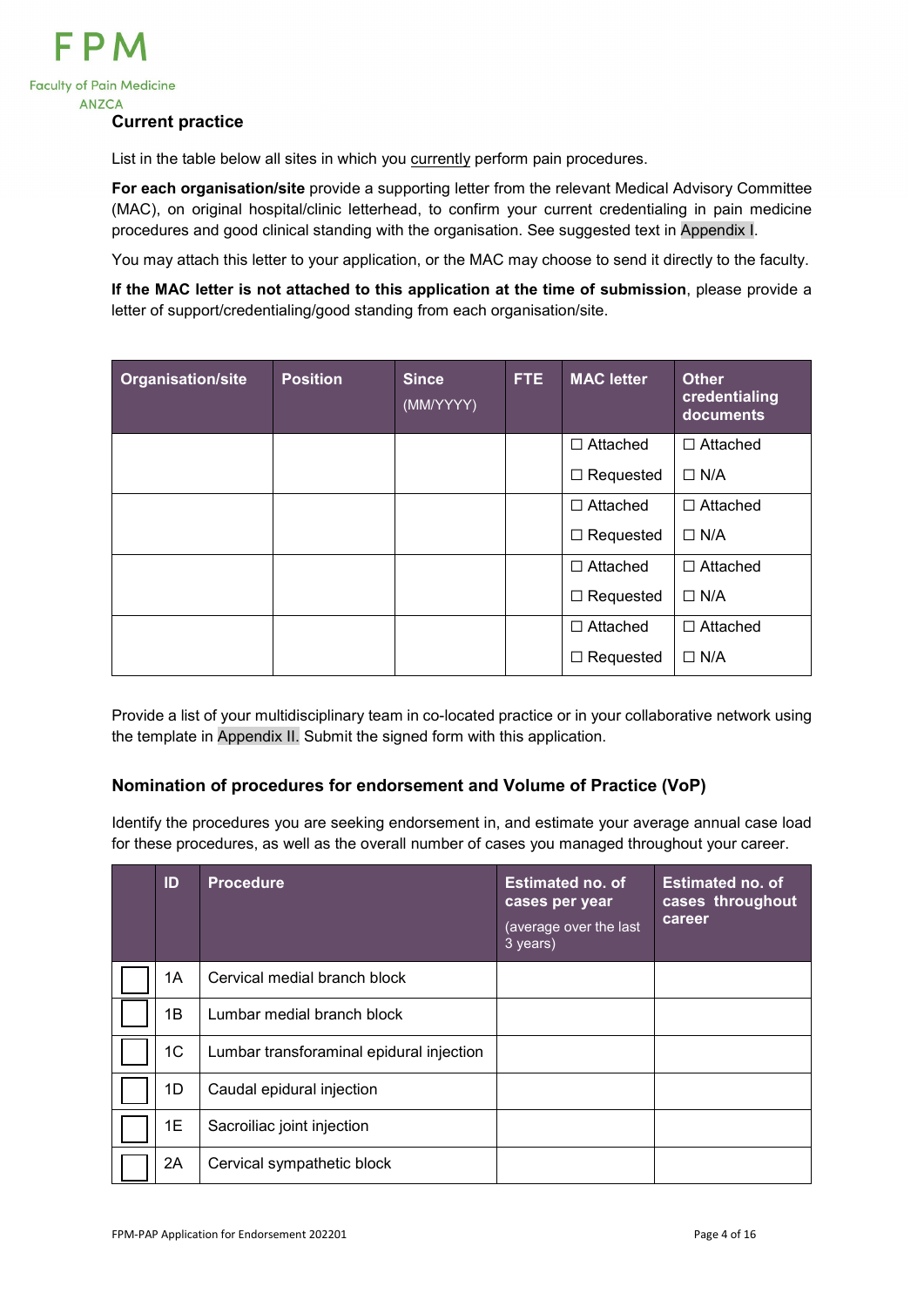## Current practice

List in the table below all sites in which you currently perform pain procedures.

**For each organisation/site** provide a supporting letter from the relevant Medical Advisory Committee (MAC), on original hospital/clinic letterhead, to confirm your current credentialing in pain medicine procedures and good clinical standing with the organisation. See suggested text in Appendix I.

You may attach this letter to your application, or the MAC may choose to send it directly to the faculty.

**If the MAC letter is not attached to this application at the time of submission**, please provide a letter of support/credentialing/good standing from each organisation/site.

| Organisation/site | Position | Since (MM/YYYY) | FTE | MAC letter | Other credentialing documents |
|---|---|---|---|---|---|
| | | | | ☐ Attached ☐ Requested | ☐ Attached ☐ N/A |
| | | | | ☐ Attached ☐ Requested | ☐ Attached ☐ N/A |
| | | | | ☐ Attached ☐ Requested | ☐ Attached ☐ N/A |
| | | | | ☐ Attached ☐ Requested | ☐ Attached ☐ N/A |

Provide a list of your multidisciplinary team in co-located practice or in your collaborative network using the template in Appendix II. Submit the signed form with this application.

### Nomination of procedures for endorsement and Volume of Practice (VoP)

Identify the procedures you are seeking endorsement in, and estimate your average annual case load for these procedures, as well as the overall number of cases you managed throughout your career.

| | ID | Procedure | Estimated no. of cases per year (average over the last 3 years) | Estimated no. of cases throughout career |
|---|---|---|---|---|
| ☐ | 1A | Cervical medial branch block | | |
| ☐ | 1B | Lumbar medial branch block | | |
| ☐ | 1C | Lumbar transforaminal epidural injection | | |
| ☐ | 1D | Caudal epidural injection | | |
| ☐ | 1E | Sacroiliac joint injection | | |
| ☐ | 2A | Cervical sympathetic block | | |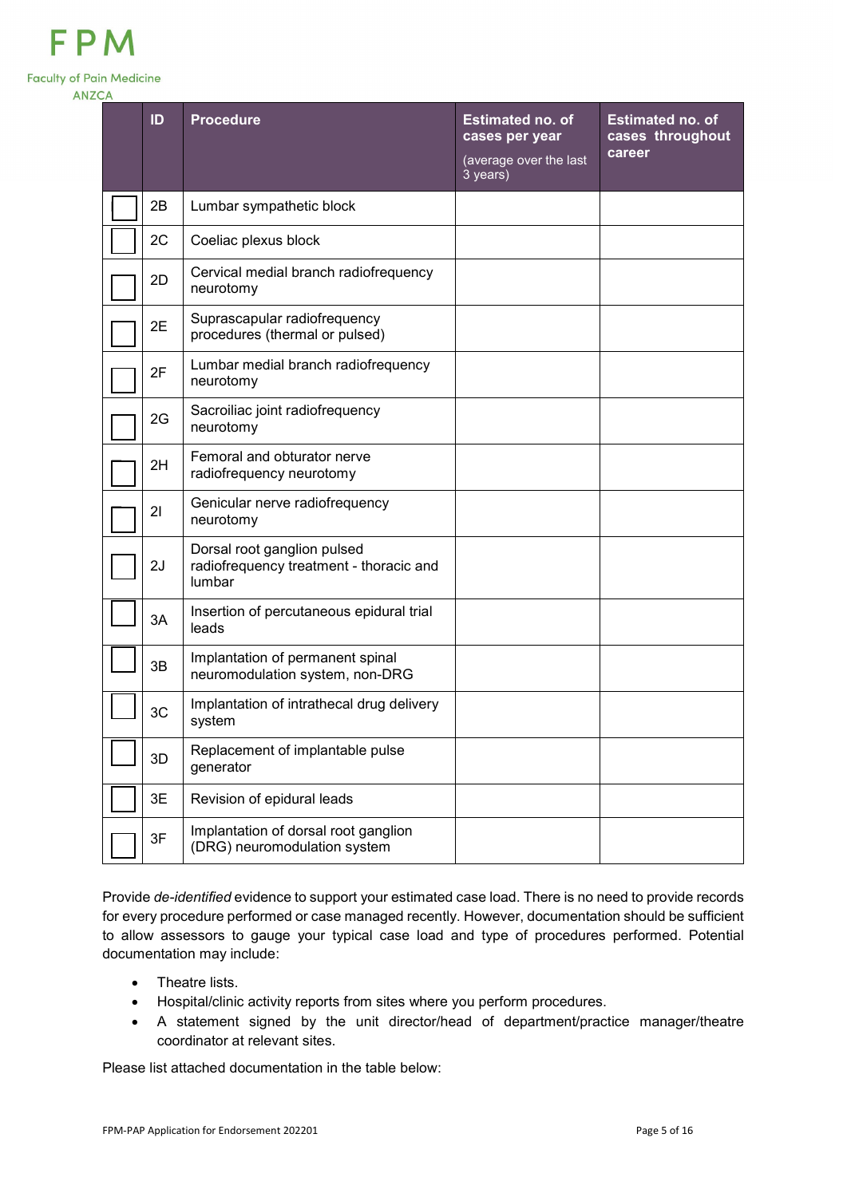| | ID | Procedure | Estimated no. of cases per year (average over the last 3 years) | Estimated no. of cases throughout career |
|---|---|---|---|---|
| ☐ | 2B | Lumbar sympathetic block | | |
| ☐ | 2C | Coeliac plexus block | | |
| ☐ | 2D | Cervical medial branch radiofrequency neurotomy | | |
| ☐ | 2E | Suprascapular radiofrequency procedures (thermal or pulsed) | | |
| ☐ | 2F | Lumbar medial branch radiofrequency neurotomy | | |
| ☐ | 2G | Sacroiliac joint radiofrequency neurotomy | | |
| ☐ | 2H | Femoral and obturator nerve radiofrequency neurotomy | | |
| ☐ | 2I | Genicular nerve radiofrequency neurotomy | | |
| ☐ | 2J | Dorsal root ganglion pulsed radiofrequency treatment - thoracic and lumbar | | |
| ☐ | 3A | Insertion of percutaneous epidural trial leads | | |
| ☐ | 3B | Implantation of permanent spinal neuromodulation system, non-DRG | | |
| ☐ | 3C | Implantation of intrathecal drug delivery system | | |
| ☐ | 3D | Replacement of implantable pulse generator | | |
| ☐ | 3E | Revision of epidural leads | | |
| ☐ | 3F | Implantation of dorsal root ganglion (DRG) neuromodulation system | | |

Provide *de-identified* evidence to support your estimated case load. There is no need to provide records for every procedure performed or case managed recently. However, documentation should be sufficient to allow assessors to gauge your typical case load and type of procedures performed. Potential documentation may include:

- Theatre lists.
- Hospital/clinic activity reports from sites where you perform procedures.
- A statement signed by the unit director/head of department/practice manager/theatre coordinator at relevant sites.

Please list attached documentation in the table below: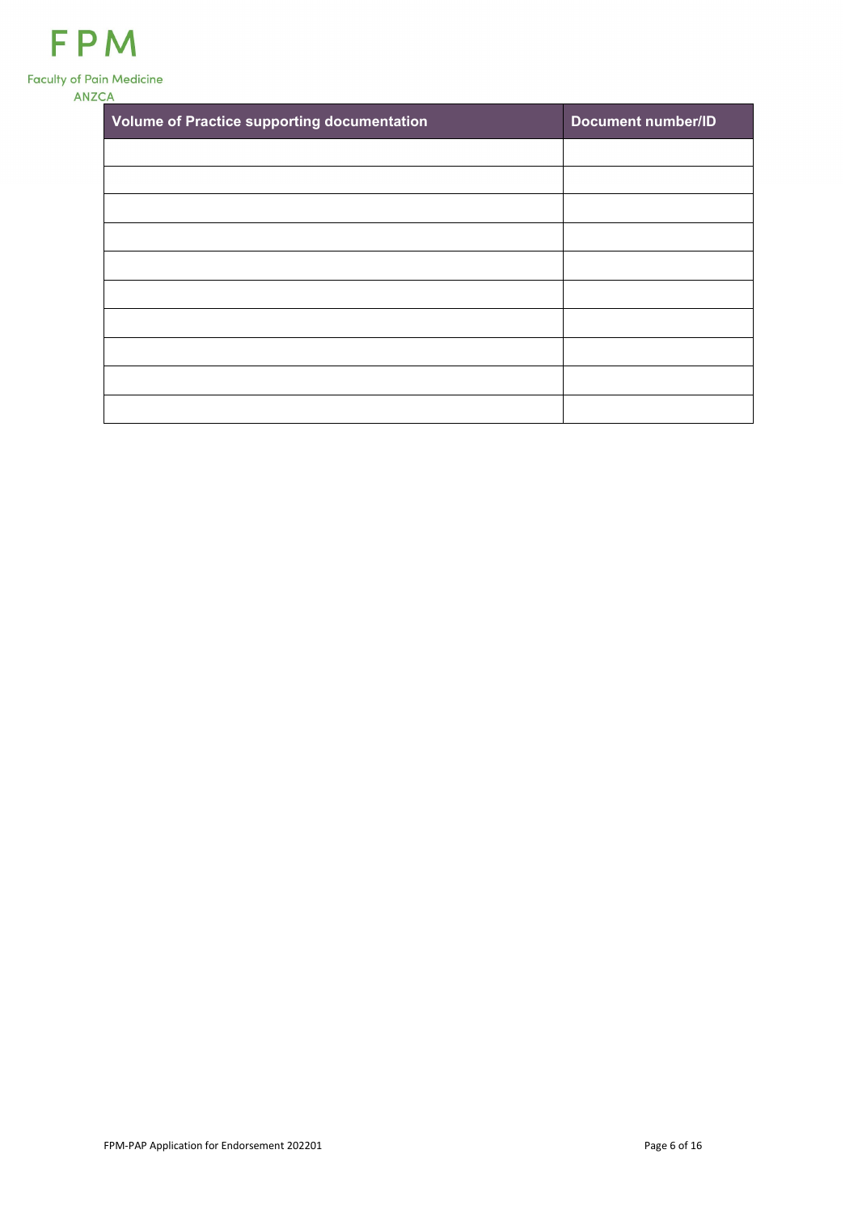| Volume of Practice supporting documentation | Document number/ID |
| --- | --- |
| | |
| | |
| | |
| | |
| | |
| | |
| | |
| | |
| | |
| | |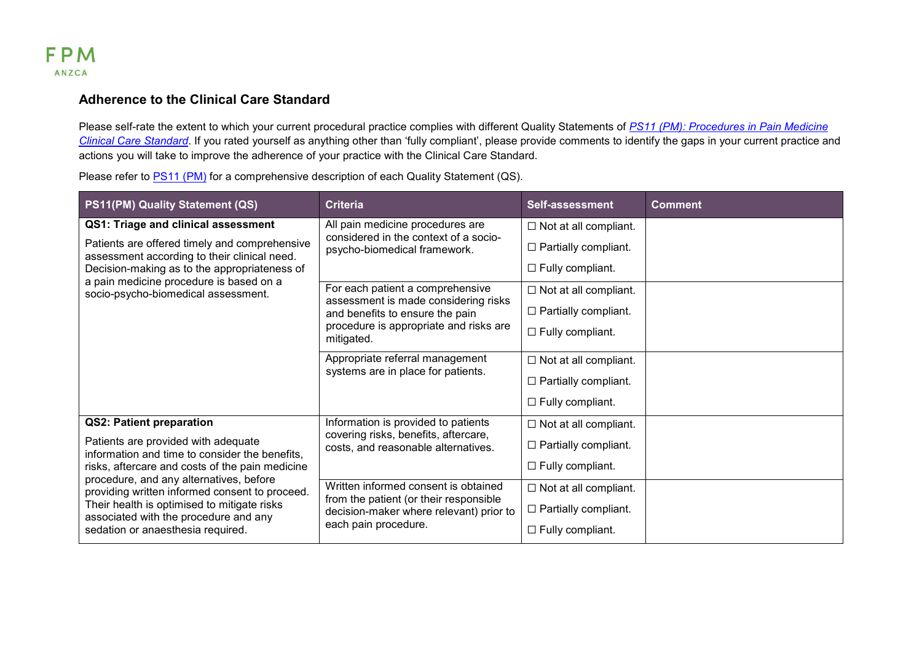FPM ANZCA

## Adherence to the Clinical Care Standard

Please self-rate the extent to which your current procedural practice complies with different Quality Statements of *PS11 (PM): Procedures in Pain Medicine Clinical Care Standard*. If you rated yourself as anything other than 'fully compliant', please provide comments to identify the gaps in your current practice and actions you will take to improve the adherence of your practice with the Clinical Care Standard.

Please refer to PS11 (PM) for a comprehensive description of each Quality Statement (QS).

| PS11(PM) Quality Statement (QS) | Criteria | Self-assessment | Comment |
|---|---|---|---|
| **QS1: Triage and clinical assessment**<br><br>Patients are offered timely and comprehensive assessment according to their clinical need. Decision-making as to the appropriateness of a pain medicine procedure is based on a socio-psycho-biomedical assessment. | All pain medicine procedures are considered in the context of a socio-psycho-biomedical framework. | ☐ Not at all compliant.<br>☐ Partially compliant.<br>☐ Fully compliant. | |
| | For each patient a comprehensive assessment is made considering risks and benefits to ensure the pain procedure is appropriate and risks are mitigated. | ☐ Not at all compliant.<br>☐ Partially compliant.<br>☐ Fully compliant. | |
| | Appropriate referral management systems are in place for patients. | ☐ Not at all compliant.<br>☐ Partially compliant.<br>☐ Fully compliant. | |
| **QS2: Patient preparation**<br><br>Patients are provided with adequate information and time to consider the benefits, risks, aftercare and costs of the pain medicine procedure, and any alternatives, before providing written informed consent to proceed. Their health is optimised to mitigate risks associated with the procedure and any sedation or anaesthesia required. | Information is provided to patients covering risks, benefits, aftercare, costs, and reasonable alternatives. | ☐ Not at all compliant.<br>☐ Partially compliant.<br>☐ Fully compliant. | |
| | Written informed consent is obtained from the patient (or their responsible decision-maker where relevant) prior to each pain procedure. | ☐ Not at all compliant.<br>☐ Partially compliant.<br>☐ Fully compliant. | |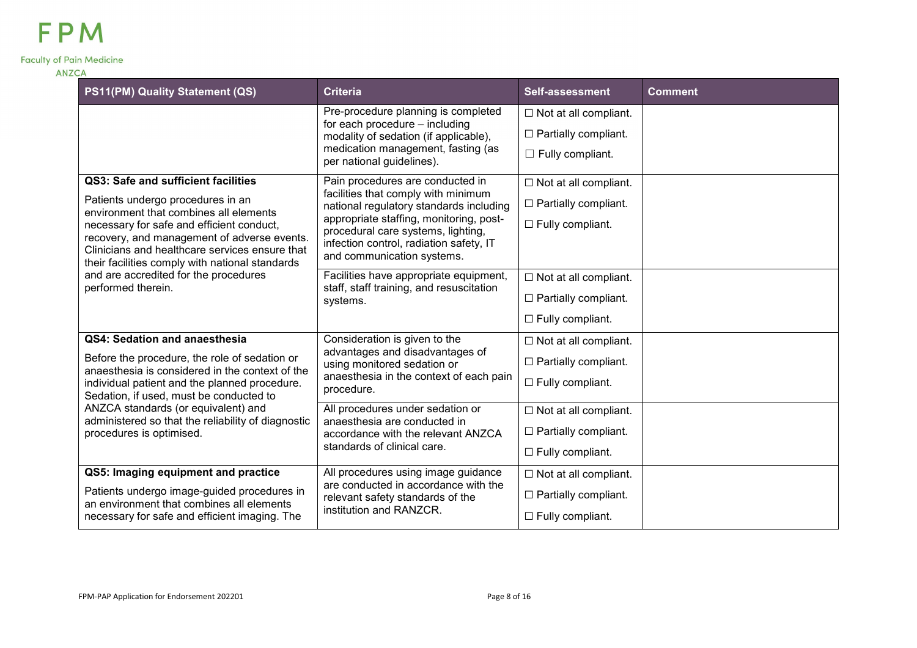| PS11(PM) Quality Statement (QS) | Criteria | Self-assessment | Comment |
|---|---|---|---|
| | Pre-procedure planning is completed for each procedure – including modality of sedation (if applicable), medication management, fasting (as per national guidelines). | ☐ Not at all compliant.<br>☐ Partially compliant.<br>☐ Fully compliant. | |
| **QS3: Safe and sufficient facilities**<br>Patients undergo procedures in an environment that combines all elements necessary for safe and efficient conduct, recovery, and management of adverse events. Clinicians and healthcare services ensure that their facilities comply with national standards and are accredited for the procedures performed therein. | Pain procedures are conducted in facilities that comply with minimum national regulatory standards including appropriate staffing, monitoring, post-procedural care systems, lighting, infection control, radiation safety, IT and communication systems. | ☐ Not at all compliant.<br>☐ Partially compliant.<br>☐ Fully compliant. | |
| | Facilities have appropriate equipment, staff, staff training, and resuscitation systems. | ☐ Not at all compliant.<br>☐ Partially compliant.<br>☐ Fully compliant. | |
| **QS4: Sedation and anaesthesia**<br>Before the procedure, the role of sedation or anaesthesia is considered in the context of the individual patient and the planned procedure. Sedation, if used, must be conducted to ANZCA standards (or equivalent) and administered so that the reliability of diagnostic procedures is optimised. | Consideration is given to the advantages and disadvantages of using monitored sedation or anaesthesia in the context of each pain procedure. | ☐ Not at all compliant.<br>☐ Partially compliant.<br>☐ Fully compliant. | |
| | All procedures under sedation or anaesthesia are conducted in accordance with the relevant ANZCA standards of clinical care. | ☐ Not at all compliant.<br>☐ Partially compliant.<br>☐ Fully compliant. | |
| **QS5: Imaging equipment and practice**<br>Patients undergo image-guided procedures in an environment that combines all elements necessary for safe and efficient imaging. The | All procedures using image guidance are conducted in accordance with the relevant safety standards of the institution and RANZCR. | ☐ Not at all compliant.<br>☐ Partially compliant.<br>☐ Fully compliant. | |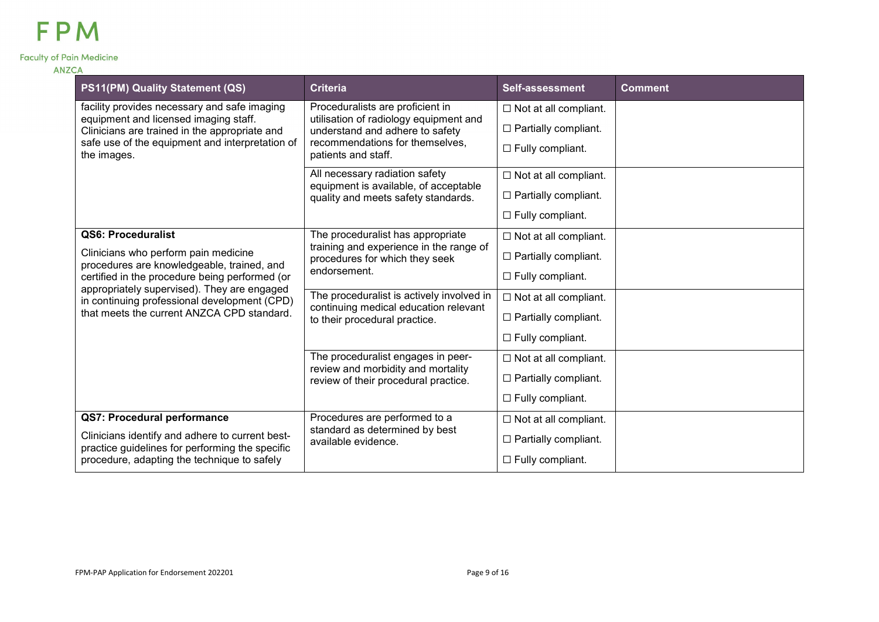| PS11(PM) Quality Statement (QS) | Criteria | Self-assessment | Comment |
|---|---|---|---|
| facility provides necessary and safe imaging equipment and licensed imaging staff. Clinicians are trained in the appropriate and safe use of the equipment and interpretation of the images. | Proceduralists are proficient in utilisation of radiology equipment and understand and adhere to safety recommendations for themselves, patients and staff. | ☐ Not at all compliant.<br>☐ Partially compliant.<br>☐ Fully compliant. | |
| | All necessary radiation safety equipment is available, of acceptable quality and meets safety standards. | ☐ Not at all compliant.<br>☐ Partially compliant.<br>☐ Fully compliant. | |
| **QS6: Proceduralist**<br>Clinicians who perform pain medicine procedures are knowledgeable, trained, and certified in the procedure being performed (or appropriately supervised). They are engaged in continuing professional development (CPD) that meets the current ANZCA CPD standard. | The proceduralist has appropriate training and experience in the range of procedures for which they seek endorsement. | ☐ Not at all compliant.<br>☐ Partially compliant.<br>☐ Fully compliant. | |
| | The proceduralist is actively involved in continuing medical education relevant to their procedural practice. | ☐ Not at all compliant.<br>☐ Partially compliant.<br>☐ Fully compliant. | |
| | The proceduralist engages in peer-review and morbidity and mortality review of their procedural practice. | ☐ Not at all compliant.<br>☐ Partially compliant.<br>☐ Fully compliant. | |
| **QS7: Procedural performance**<br>Clinicians identify and adhere to current best-practice guidelines for performing the specific procedure, adapting the technique to safely | Procedures are performed to a standard as determined by best available evidence. | ☐ Not at all compliant.<br>☐ Partially compliant.<br>☐ Fully compliant. | |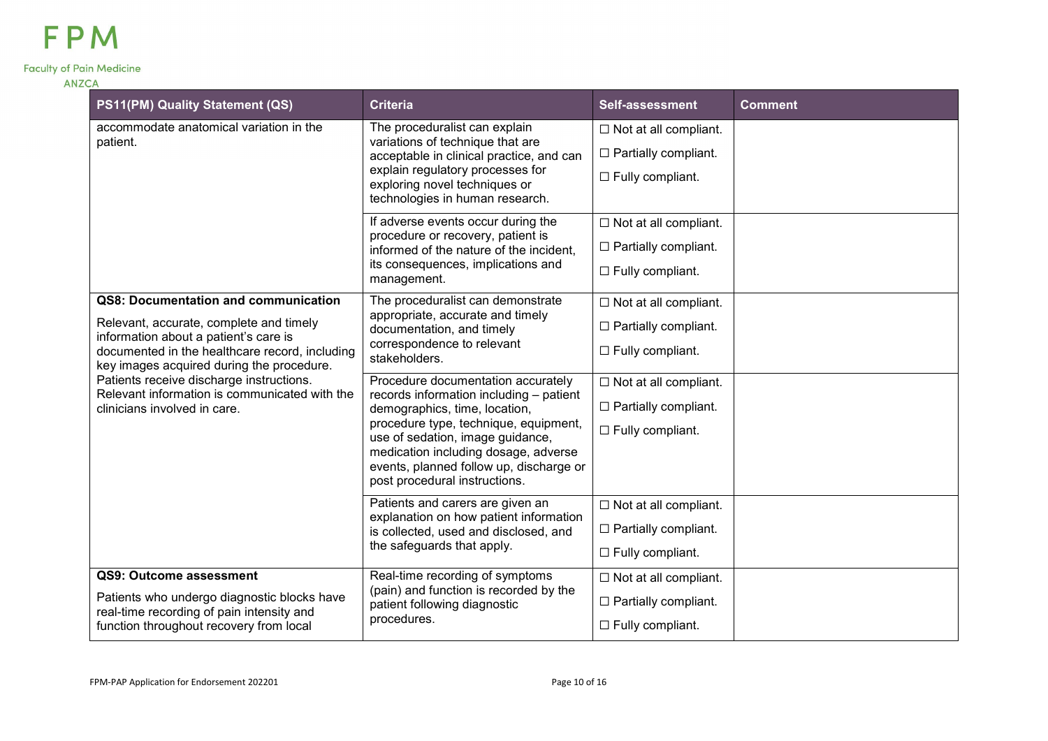| PS11(PM) Quality Statement (QS) | Criteria | Self-assessment | Comment |
|---|---|---|---|
| accommodate anatomical variation in the patient. | The proceduralist can explain variations of technique that are acceptable in clinical practice, and can explain regulatory processes for exploring novel techniques or technologies in human research. | ☐ Not at all compliant.<br>☐ Partially compliant.<br>☐ Fully compliant. | |
| | If adverse events occur during the procedure or recovery, patient is informed of the nature of the incident, its consequences, implications and management. | ☐ Not at all compliant.<br>☐ Partially compliant.<br>☐ Fully compliant. | |
| **QS8: Documentation and communication**<br>Relevant, accurate, complete and timely information about a patient's care is documented in the healthcare record, including key images acquired during the procedure. Patients receive discharge instructions. Relevant information is communicated with the clinicians involved in care. | The proceduralist can demonstrate appropriate, accurate and timely documentation, and timely correspondence to relevant stakeholders. | ☐ Not at all compliant.<br>☐ Partially compliant.<br>☐ Fully compliant. | |
| | Procedure documentation accurately records information including – patient demographics, time, location, procedure type, technique, equipment, use of sedation, image guidance, medication including dosage, adverse events, planned follow up, discharge or post procedural instructions. | ☐ Not at all compliant.<br>☐ Partially compliant.<br>☐ Fully compliant. | |
| | Patients and carers are given an explanation on how patient information is collected, used and disclosed, and the safeguards that apply. | ☐ Not at all compliant.<br>☐ Partially compliant.<br>☐ Fully compliant. | |
| **QS9: Outcome assessment**<br>Patients who undergo diagnostic blocks have real-time recording of pain intensity and function throughout recovery from local | Real-time recording of symptoms (pain) and function is recorded by the patient following diagnostic procedures. | ☐ Not at all compliant.<br>☐ Partially compliant.<br>☐ Fully compliant. | |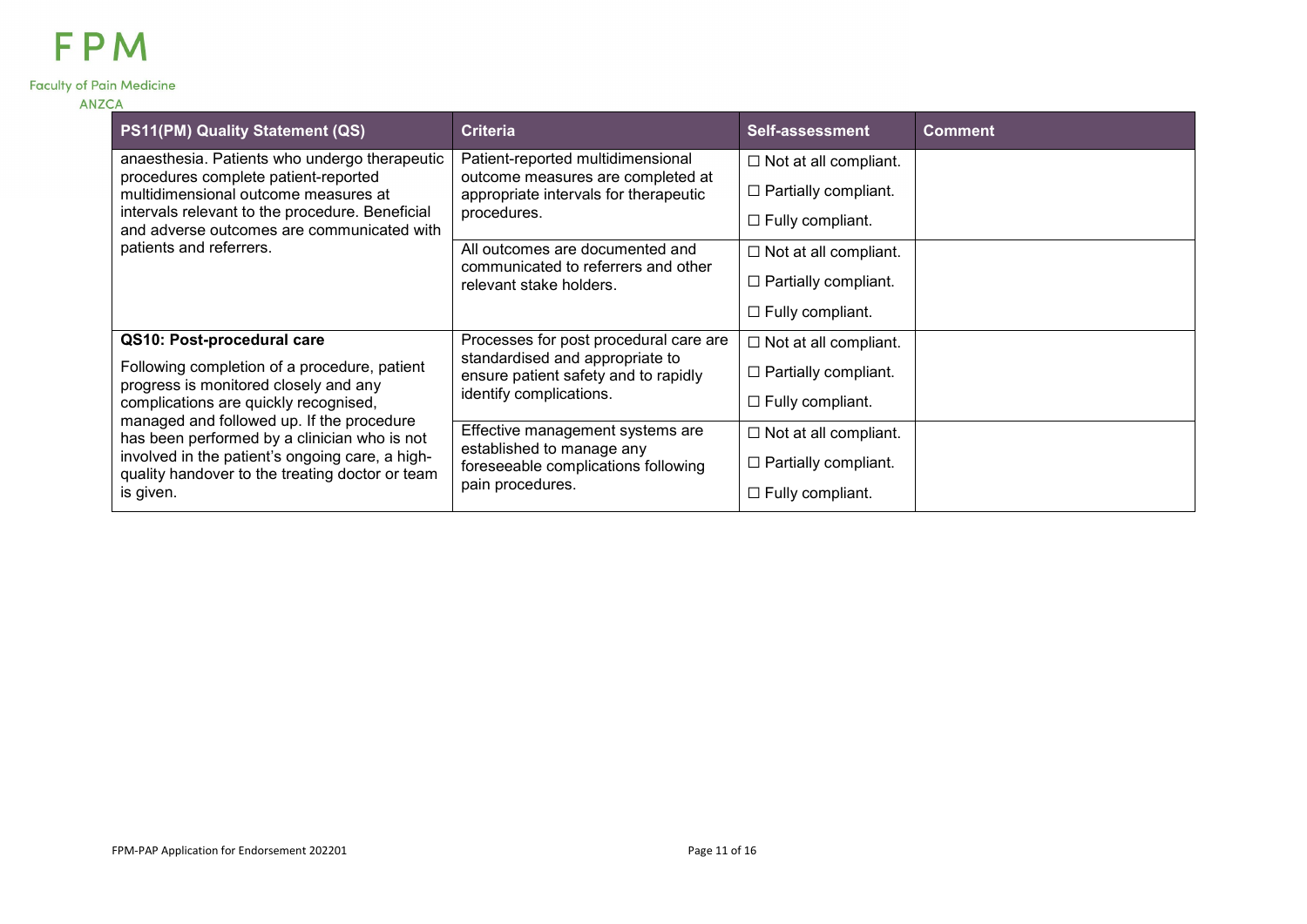| PS11(PM) Quality Statement (QS) | Criteria | Self-assessment | Comment |
|---|---|---|---|
| anaesthesia. Patients who undergo therapeutic procedures complete patient-reported multidimensional outcome measures at intervals relevant to the procedure. Beneficial and adverse outcomes are communicated with patients and referrers. | Patient-reported multidimensional outcome measures are completed at appropriate intervals for therapeutic procedures. | ☐ Not at all compliant.<br>☐ Partially compliant.<br>☐ Fully compliant. | |
| | All outcomes are documented and communicated to referrers and other relevant stake holders. | ☐ Not at all compliant.<br>☐ Partially compliant.<br>☐ Fully compliant. | |
| **QS10: Post-procedural care**<br>Following completion of a procedure, patient progress is monitored closely and any complications are quickly recognised, managed and followed up. If the procedure has been performed by a clinician who is not involved in the patient's ongoing care, a high-quality handover to the treating doctor or team is given. | Processes for post procedural care are standardised and appropriate to ensure patient safety and to rapidly identify complications. | ☐ Not at all compliant.<br>☐ Partially compliant.<br>☐ Fully compliant. | |
| | Effective management systems are established to manage any foreseeable complications following pain procedures. | ☐ Not at all compliant.<br>☐ Partially compliant.<br>☐ Fully compliant. | |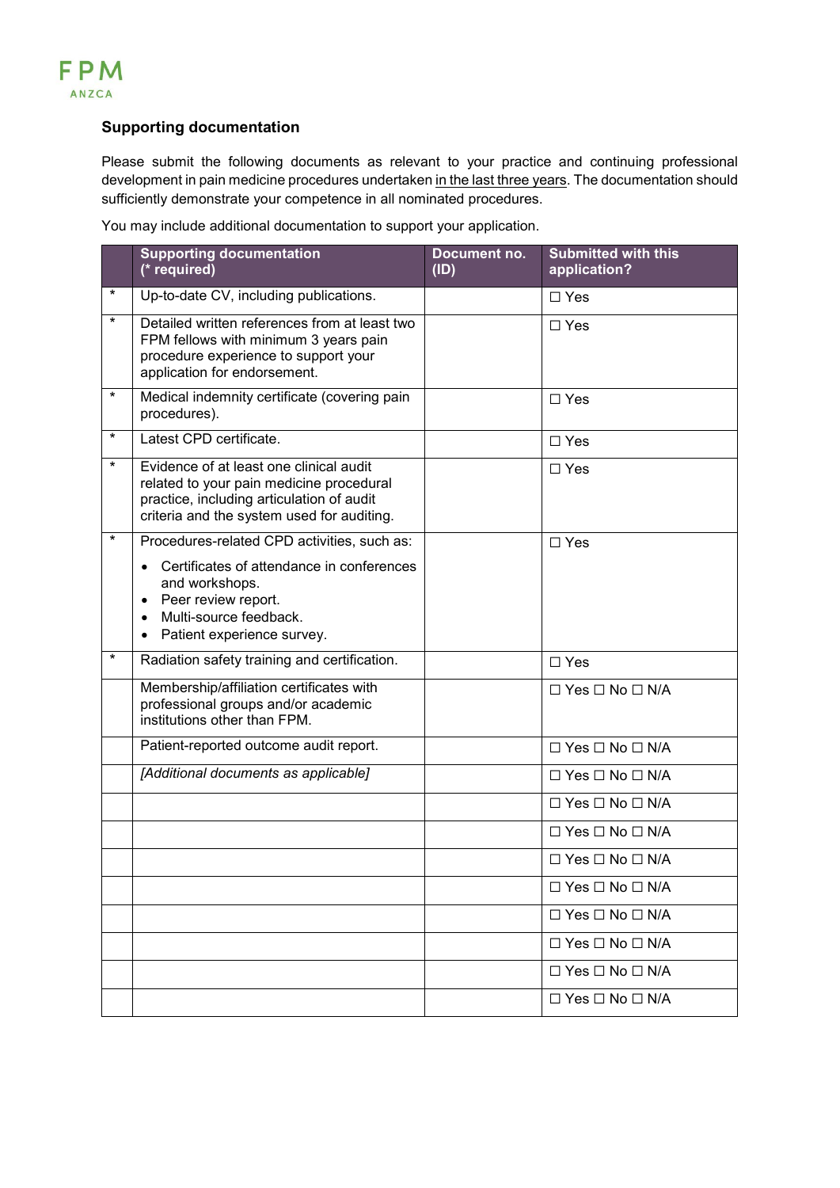## Supporting documentation

Please submit the following documents as relevant to your practice and continuing professional development in pain medicine procedures undertaken <u>in the last three years</u>. The documentation should sufficiently demonstrate your competence in all nominated procedures.

You may include additional documentation to support your application.

| | Supporting documentation (* required) | Document no. (ID) | Submitted with this application? |
|---|---|---|---|
| * | Up-to-date CV, including publications. | | ☐ Yes |
| * | Detailed written references from at least two FPM fellows with minimum 3 years pain procedure experience to support your application for endorsement. | | ☐ Yes |
| * | Medical indemnity certificate (covering pain procedures). | | ☐ Yes |
| * | Latest CPD certificate. | | ☐ Yes |
| * | Evidence of at least one clinical audit related to your pain medicine procedural practice, including articulation of audit criteria and the system used for auditing. | | ☐ Yes |
| * | Procedures-related CPD activities, such as:<br>• Certificates of attendance in conferences and workshops.<br>• Peer review report.<br>• Multi-source feedback.<br>• Patient experience survey. | | ☐ Yes |
| * | Radiation safety training and certification. | | ☐ Yes |
| | Membership/affiliation certificates with professional groups and/or academic institutions other than FPM. | | ☐ Yes ☐ No ☐ N/A |
| | Patient-reported outcome audit report. | | ☐ Yes ☐ No ☐ N/A |
| | *[Additional documents as applicable]* | | ☐ Yes ☐ No ☐ N/A |
| | | | ☐ Yes ☐ No ☐ N/A |
| | | | ☐ Yes ☐ No ☐ N/A |
| | | | ☐ Yes ☐ No ☐ N/A |
| | | | ☐ Yes ☐ No ☐ N/A |
| | | | ☐ Yes ☐ No ☐ N/A |
| | | | ☐ Yes ☐ No ☐ N/A |
| | | | ☐ Yes ☐ No ☐ N/A |
| | | | ☐ Yes ☐ No ☐ N/A |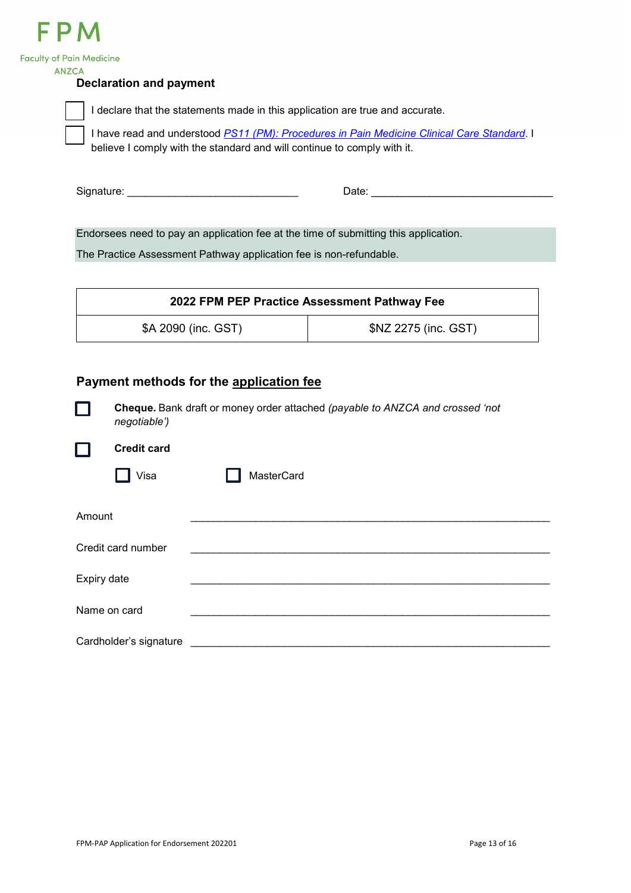## Declaration and payment

☐ I declare that the statements made in this application are true and accurate.

☐ I have read and understood *PS11 (PM): Procedures in Pain Medicine Clinical Care Standard*. I believe I comply with the standard and will continue to comply with it.

Signature: ______________________________ Date: ________________________________

Endorsees need to pay an application fee at the time of submitting this application.

The Practice Assessment Pathway application fee is non-refundable.

| 2022 FPM PEP Practice Assessment Pathway Fee | |
|---|---|
| $A 2090 (inc. GST) | $NZ 2275 (inc. GST) |

### Payment methods for the application fee

☐ **Cheque.** Bank draft or money order attached *(payable to ANZCA and crossed 'not negotiable')*

☐ **Credit card**

☐ Visa ☐ MasterCard

Amount ______________________________________________________________

Credit card number ______________________________________________________________

Expiry date ______________________________________________________________

Name on card ______________________________________________________________

Cardholder's signature ______________________________________________________________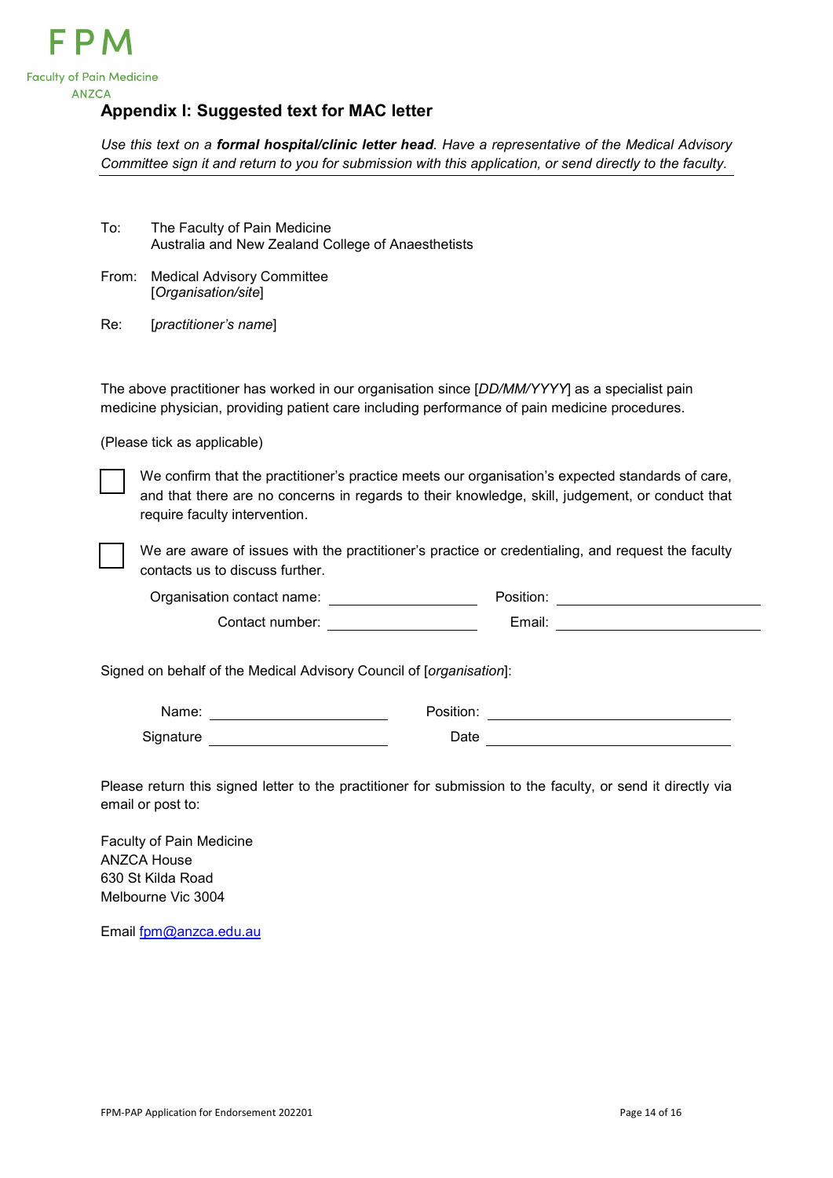## Appendix I: Suggested text for MAC letter

*Use this text on a **formal hospital/clinic letter head**. Have a representative of the Medical Advisory Committee sign it and return to you for submission with this application, or send directly to the faculty.*

---

To: The Faculty of Pain Medicine
Australia and New Zealand College of Anaesthetists

From: Medical Advisory Committee
[*Organisation/site*]

Re: [*practitioner's name*]

The above practitioner has worked in our organisation since [*DD/MM/YYYY*] as a specialist pain medicine physician, providing patient care including performance of pain medicine procedures.

(Please tick as applicable)

☐ We confirm that the practitioner's practice meets our organisation's expected standards of care, and that there are no concerns in regards to their knowledge, skill, judgement, or conduct that require faculty intervention.

☐ We are aware of issues with the practitioner's practice or credentialing, and request the faculty contacts us to discuss further.

Organisation contact name: ____________________ Position: ____________________

Contact number: ____________________ Email: ____________________

Signed on behalf of the Medical Advisory Council of [*organisation*]:

Name: ____________________ Position: ____________________

Signature ____________________ Date ____________________

Please return this signed letter to the practitioner for submission to the faculty, or send it directly via email or post to:

Faculty of Pain Medicine
ANZCA House
630 St Kilda Road
Melbourne Vic 3004

Email fpm@anzca.edu.au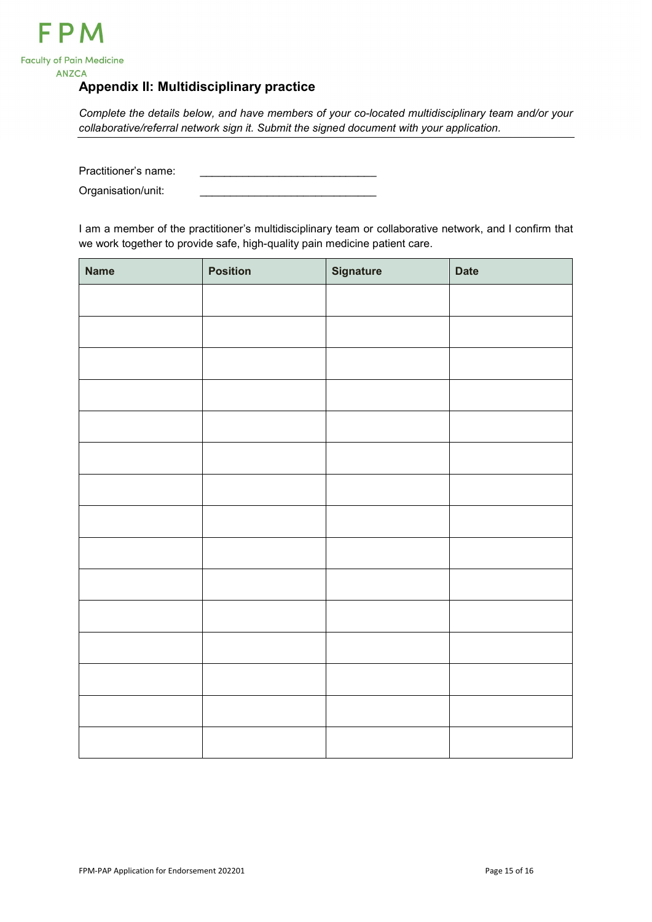FPM

Faculty of Pain Medicine
ANZCA

## Appendix II: Multidisciplinary practice

*Complete the details below, and have members of your co-located multidisciplinary team and/or your collaborative/referral network sign it. Submit the signed document with your application.*

Practitioner's name: ______________________________

Organisation/unit: ______________________________

I am a member of the practitioner's multidisciplinary team or collaborative network, and I confirm that we work together to provide safe, high-quality pain medicine patient care.

| Name | Position | Signature | Date |
|---|---|---|---|
| | | | |
| | | | |
| | | | |
| | | | |
| | | | |
| | | | |
| | | | |
| | | | |
| | | | |
| | | | |
| | | | |
| | | | |
| | | | |
| | | | |
| | | | |

FPM-PAP Application for Endorsement 202201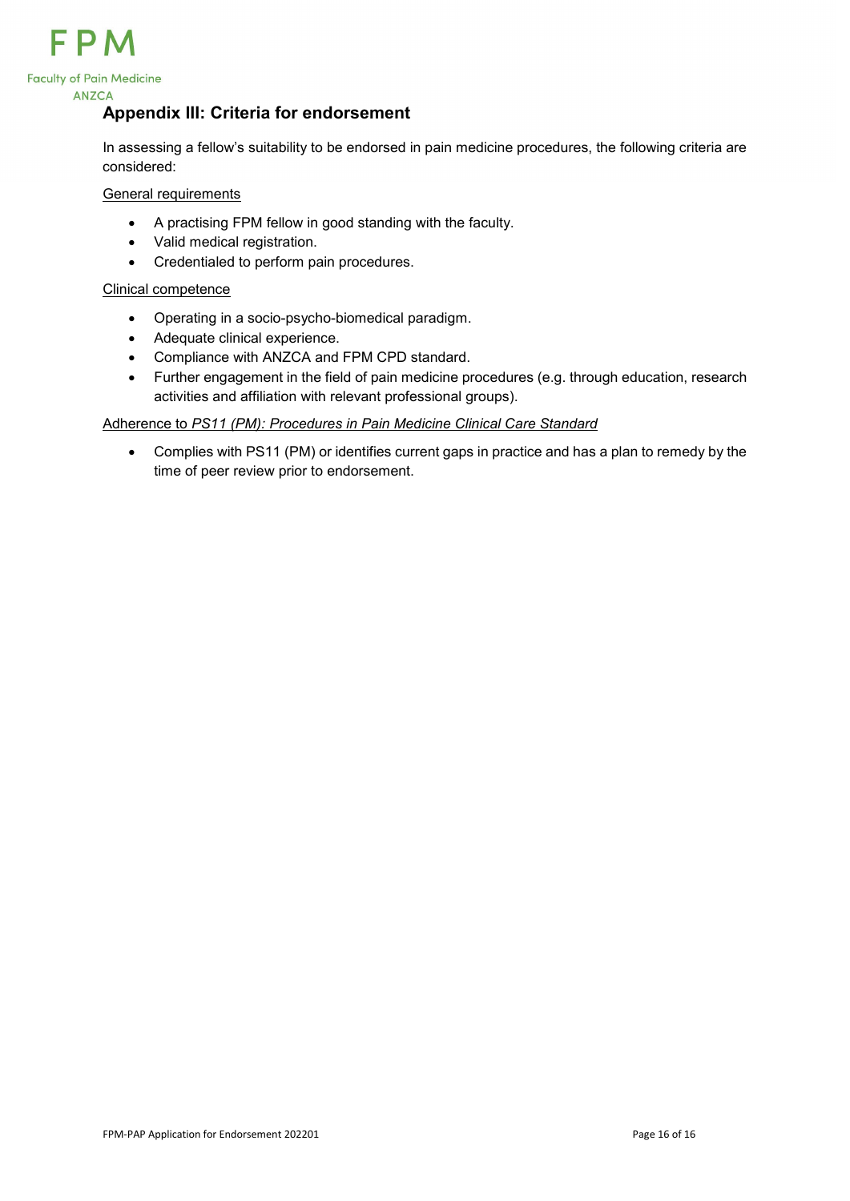## Appendix III: Criteria for endorsement

In assessing a fellow's suitability to be endorsed in pain medicine procedures, the following criteria are considered:

General requirements

- A practising FPM fellow in good standing with the faculty.
- Valid medical registration.
- Credentialed to perform pain procedures.

Clinical competence

- Operating in a socio-psycho-biomedical paradigm.
- Adequate clinical experience.
- Compliance with ANZCA and FPM CPD standard.
- Further engagement in the field of pain medicine procedures (e.g. through education, research activities and affiliation with relevant professional groups).

Adherence to *PS11 (PM): Procedures in Pain Medicine Clinical Care Standard*

- Complies with PS11 (PM) or identifies current gaps in practice and has a plan to remedy by the time of peer review prior to endorsement.